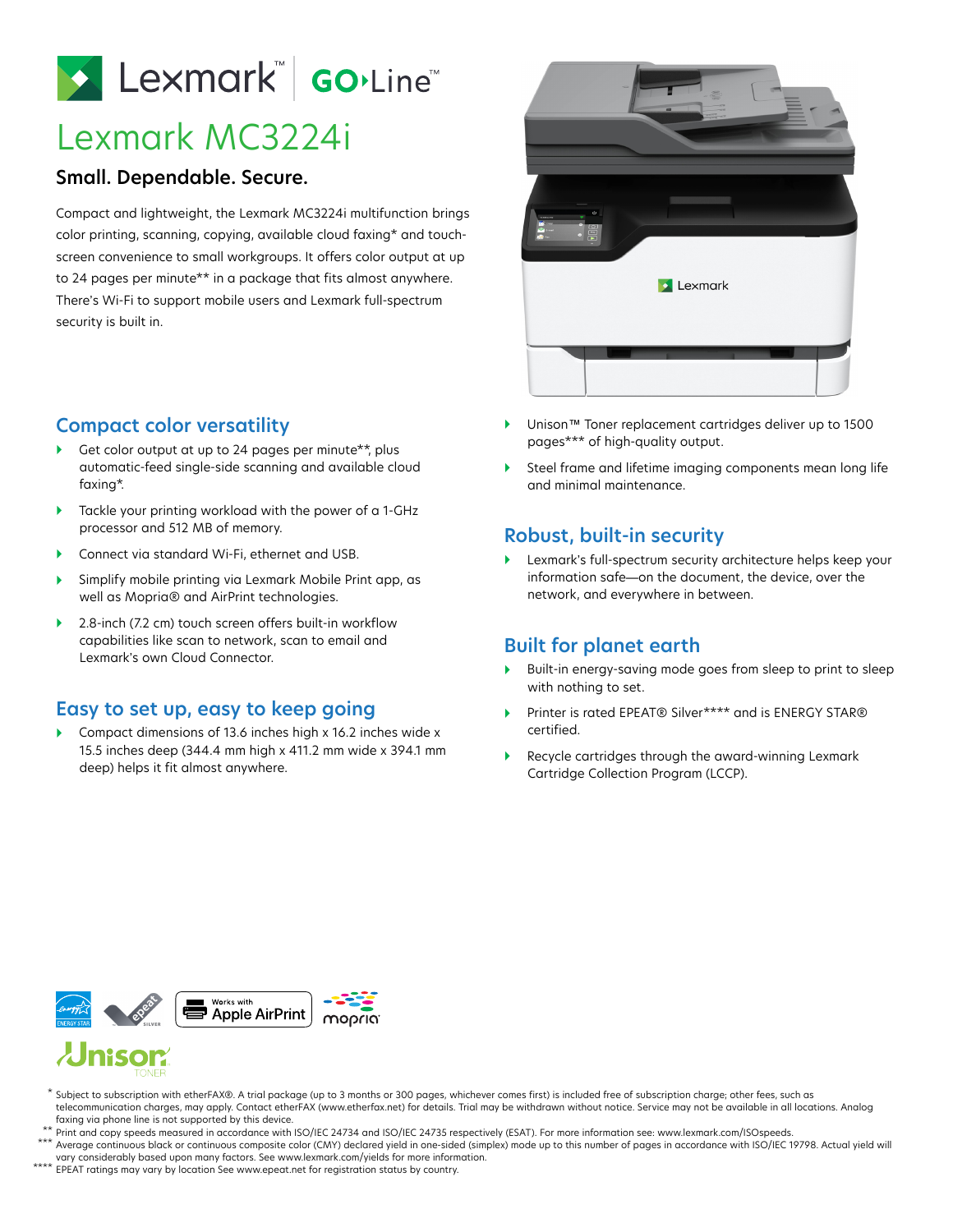Lexmark™ | GO Line™

# Lexmark MC3224i

## Small. Dependable. Secure.

Compact and lightweight, the Lexmark MC3224i multifunction brings color printing, scanning, copying, available cloud faxing* and touch-screen convenience to small workgroups. It offers color output at up to 24 pages per minute** in a package that fits almost anywhere. There's Wi-Fi to support mobile users and Lexmark full-spectrum security is built in.

## Compact color versatility

- Get color output at up to 24 pages per minute**, plus automatic-feed single-side scanning and available cloud faxing*.
- Tackle your printing workload with the power of a 1-GHz processor and 512 MB of memory.
- Connect via standard Wi-Fi, ethernet and USB.
- Simplify mobile printing via Lexmark Mobile Print app, as well as Mopria® and AirPrint technologies.
- 2.8-inch (7.2 cm) touch screen offers built-in workflow capabilities like scan to network, scan to email and Lexmark's own Cloud Connector.

## Easy to set up, easy to keep going

- Compact dimensions of 13.6 inches high x 16.2 inches wide x 15.5 inches deep (344.4 mm high x 411.2 mm wide x 394.1 mm deep) helps it fit almost anywhere.
- Unison™ Toner replacement cartridges deliver up to 1500 pages*** of high-quality output.
- Steel frame and lifetime imaging components mean long life and minimal maintenance.

## Robust, built-in security

- Lexmark's full-spectrum security architecture helps keep your information safe—on the document, the device, over the network, and everywhere in between.

## Built for planet earth

- Built-in energy-saving mode goes from sleep to print to sleep with nothing to set.
- Printer is rated EPEAT® Silver**** and is ENERGY STAR® certified.
- Recycle cartridges through the award-winning Lexmark Cartridge Collection Program (LCCP).

ENERGY STAR | epeat SILVER | Works with Apple AirPrint | mopria

Unison TONER

\* Subject to subscription with etherFAX®. A trial package (up to 3 months or 300 pages, whichever comes first) is included free of subscription charge; other fees, such as telecommunication charges, may apply. Contact etherFAX (www.etherfax.net) for details. Trial may be withdrawn without notice. Service may not be available in all locations. Analog faxing via phone line is not supported by this device.

\** Print and copy speeds measured in accordance with ISO/IEC 24734 and ISO/IEC 24735 respectively (ESAT). For more information see: www.lexmark.com/ISOspeeds.

\*** Average continuous black or continuous composite color (CMY) declared yield in one-sided (simplex) mode up to this number of pages in accordance with ISO/IEC 19798. Actual yield will vary considerably based upon many factors. See www.lexmark.com/yields for more information.

\**** EPEAT ratings may vary by location See www.epeat.net for registration status by country.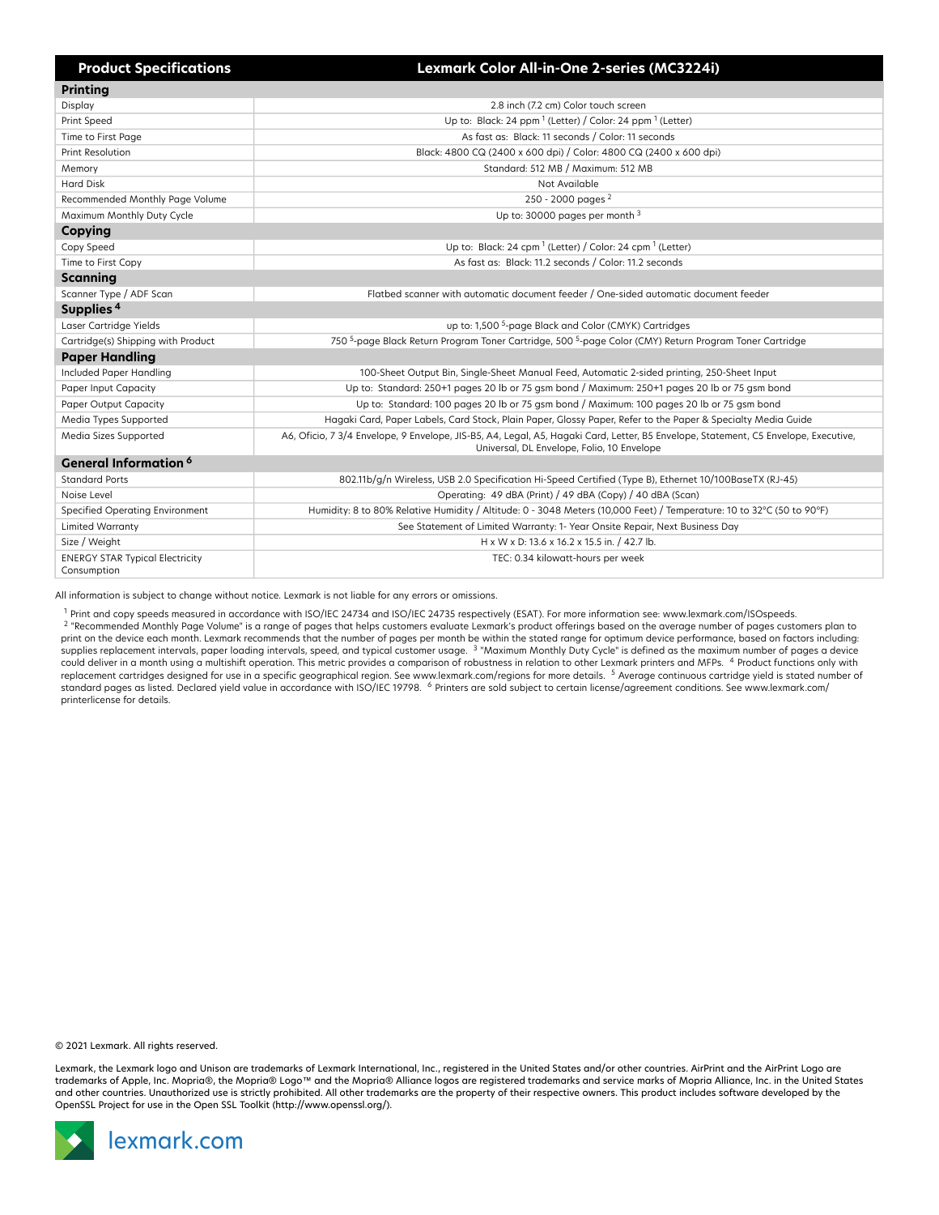| Product Specifications | Lexmark Color All-in-One 2-series (MC3224i) |
| --- | --- |
| **Printing** | |
| Display | 2.8 inch (7.2 cm) Color touch screen |
| Print Speed | Up to: Black: 24 ppm [1] (Letter) / Color: 24 ppm [1] (Letter) |
| Time to First Page | As fast as: Black: 11 seconds / Color: 11 seconds |
| Print Resolution | Black: 4800 CQ (2400 x 600 dpi) / Color: 4800 CQ (2400 x 600 dpi) |
| Memory | Standard: 512 MB / Maximum: 512 MB |
| Hard Disk | Not Available |
| Recommended Monthly Page Volume | 250 - 2000 pages [2] |
| Maximum Monthly Duty Cycle | Up to: 30000 pages per month [3] |
| **Copying** | |
| Copy Speed | Up to: Black: 24 cpm [1] (Letter) / Color: 24 cpm [1] (Letter) |
| Time to First Copy | As fast as: Black: 11.2 seconds / Color: 11.2 seconds |
| **Scanning** | |
| Scanner Type / ADF Scan | Flatbed scanner with automatic document feeder / One-sided automatic document feeder |
| **Supplies [4]** | |
| Laser Cartridge Yields | up to: 1,500 [5]-page Black and Color (CMYK) Cartridges |
| Cartridge(s) Shipping with Product | 750 [5]-page Black Return Program Toner Cartridge, 500 [5]-page Color (CMY) Return Program Toner Cartridge |
| **Paper Handling** | |
| Included Paper Handling | 100-Sheet Output Bin, Single-Sheet Manual Feed, Automatic 2-sided printing, 250-Sheet Input |
| Paper Input Capacity | Up to: Standard: 250+1 pages 20 lb or 75 gsm bond / Maximum: 250+1 pages 20 lb or 75 gsm bond |
| Paper Output Capacity | Up to: Standard: 100 pages 20 lb or 75 gsm bond / Maximum: 100 pages 20 lb or 75 gsm bond |
| Media Types Supported | Hagaki Card, Paper Labels, Card Stock, Plain Paper, Glossy Paper, Refer to the Paper & Specialty Media Guide |
| Media Sizes Supported | A6, Oficio, 7 3/4 Envelope, 9 Envelope, JIS-B5, A4, Legal, A5, Hagaki Card, Letter, B5 Envelope, Statement, C5 Envelope, Executive, Universal, DL Envelope, Folio, 10 Envelope |
| **General Information [6]** | |
| Standard Ports | 802.11b/g/n Wireless, USB 2.0 Specification Hi-Speed Certified (Type B), Ethernet 10/100BaseTX (RJ-45) |
| Noise Level | Operating: 49 dBA (Print) / 49 dBA (Copy) / 40 dBA (Scan) |
| Specified Operating Environment | Humidity: 8 to 80% Relative Humidity / Altitude: 0 - 3048 Meters (10,000 Feet) / Temperature: 10 to 32°C (50 to 90°F) |
| Limited Warranty | See Statement of Limited Warranty: 1- Year Onsite Repair, Next Business Day |
| Size / Weight | H x W x D: 13.6 x 16.2 x 15.5 in. / 42.7 lb. |
| ENERGY STAR Typical Electricity Consumption | TEC: 0.34 kilowatt-hours per week |

All information is subject to change without notice. Lexmark is not liable for any errors or omissions.

[1] Print and copy speeds measured in accordance with ISO/IEC 24734 and ISO/IEC 24735 respectively (ESAT). For more information see: www.lexmark.com/ISOspeeds. [2] "Recommended Monthly Page Volume" is a range of pages that helps customers evaluate Lexmark's product offerings based on the average number of pages customers plan to print on the device each month. Lexmark recommends that the number of pages per month be within the stated range for optimum device performance, based on factors including: supplies replacement intervals, paper loading intervals, speed, and typical customer usage. [3] "Maximum Monthly Duty Cycle" is defined as the maximum number of pages a device could deliver in a month using a multishift operation. This metric provides a comparison of robustness in relation to other Lexmark printers and MFPs. [4] Product functions only with replacement cartridges designed for use in a specific geographical region. See www.lexmark.com/regions for more details. [5] Average continuous cartridge yield is stated number of standard pages as listed. Declared yield value in accordance with ISO/IEC 19798. [6] Printers are sold subject to certain license/agreement conditions. See www.lexmark.com/printerlicense for details.

© 2021 Lexmark. All rights reserved.

Lexmark, the Lexmark logo and Unison are trademarks of Lexmark International, Inc., registered in the United States and/or other countries. AirPrint and the AirPrint Logo are trademarks of Apple, Inc. Mopria®, the Mopria® Logo™ and the Mopria® Alliance logos are registered trademarks and service marks of Mopria Alliance, Inc. in the United States and other countries. Unauthorized use is strictly prohibited. All other trademarks are the property of their respective owners. This product includes software developed by the OpenSSL Project for use in the Open SSL Toolkit (http://www.openssl.org/).

lexmark.com